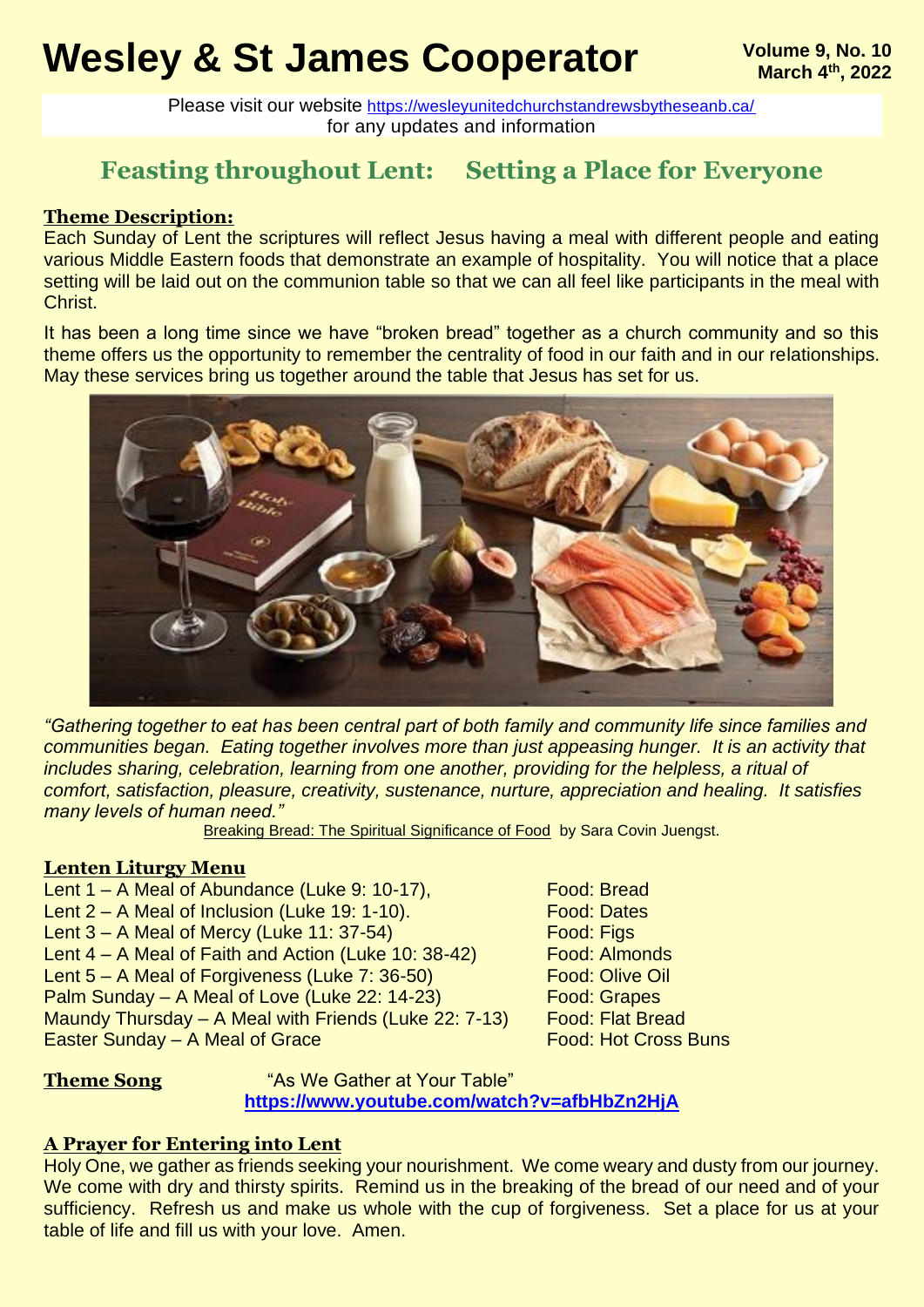# Wesley & St James Cooperator

**Volume 9, No. 10**
**March 4th, 2022**

Please visit our website https://wesleyunitedchurchstandrewsbytheseanb.ca/
for any updates and information

## Feasting throughout Lent: Setting a Place for Everyone

### Theme Description:

Each Sunday of Lent the scriptures will reflect Jesus having a meal with different people and eating various Middle Eastern foods that demonstrate an example of hospitality. You will notice that a place setting will be laid out on the communion table so that we can all feel like participants in the meal with Christ.

It has been a long time since we have "broken bread" together as a church community and so this theme offers us the opportunity to remember the centrality of food in our faith and in our relationships. May these services bring us together around the table that Jesus has set for us.

*"Gathering together to eat has been central part of both family and community life since families and communities began. Eating together involves more than just appeasing hunger. It is an activity that includes sharing, celebration, learning from one another, providing for the helpless, a ritual of comfort, satisfaction, pleasure, creativity, sustenance, nurture, appreciation and healing. It satisfies many levels of human need."*

Breaking Bread: The Spiritual Significance of Food by Sara Covin Juengst.

### Lenten Liturgy Menu

| | |
|---|---|
| Lent 1 – A Meal of Abundance (Luke 9: 10-17), | Food: Bread |
| Lent 2 – A Meal of Inclusion (Luke 19: 1-10). | Food: Dates |
| Lent 3 – A Meal of Mercy (Luke 11: 37-54) | Food: Figs |
| Lent 4 – A Meal of Faith and Action (Luke 10: 38-42) | Food: Almonds |
| Lent 5 – A Meal of Forgiveness (Luke 7: 36-50) | Food: Olive Oil |
| Palm Sunday – A Meal of Love (Luke 22: 14-23) | Food: Grapes |
| Maundy Thursday – A Meal with Friends (Luke 22: 7-13) | Food: Flat Bread |
| Easter Sunday – A Meal of Grace | Food: Hot Cross Buns |

**Theme Song** "As We Gather at Your Table"
**https://www.youtube.com/watch?v=afbHbZn2HjA**

### A Prayer for Entering into Lent

Holy One, we gather as friends seeking your nourishment. We come weary and dusty from our journey. We come with dry and thirsty spirits. Remind us in the breaking of the bread of our need and of your sufficiency. Refresh us and make us whole with the cup of forgiveness. Set a place for us at your table of life and fill us with your love. Amen.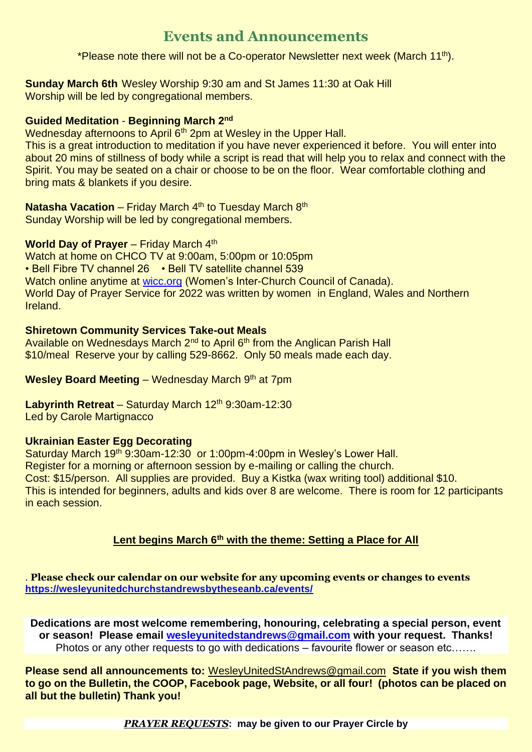## Events and Announcements

*Please note there will not be a Co-operator Newsletter next week (March 11th).

**Sunday March 6th** Wesley Worship 9:30 am and St James 11:30 at Oak Hill
Worship will be led by congregational members.

**Guided Meditation** - **Beginning March 2nd**
Wednesday afternoons to April 6th 2pm at Wesley in the Upper Hall.
This is a great introduction to meditation if you have never experienced it before. You will enter into about 20 mins of stillness of body while a script is read that will help you to relax and connect with the Spirit. You may be seated on a chair or choose to be on the floor. Wear comfortable clothing and bring mats & blankets if you desire.

**Natasha Vacation** – Friday March 4th to Tuesday March 8th
Sunday Worship will be led by congregational members.

**World Day of Prayer** – Friday March 4th
Watch at home on CHCO TV at 9:00am, 5:00pm or 10:05pm
• Bell Fibre TV channel 26 • Bell TV satellite channel 539
Watch online anytime at wicc.org (Women's Inter-Church Council of Canada).
World Day of Prayer Service for 2022 was written by women in England, Wales and Northern Ireland.

**Shiretown Community Services Take-out Meals**
Available on Wednesdays March 2nd to April 6th from the Anglican Parish Hall
$10/meal Reserve your by calling 529-8662. Only 50 meals made each day.

**Wesley Board Meeting** – Wednesday March 9th at 7pm

**Labyrinth Retreat** – Saturday March 12th 9:30am-12:30
Led by Carole Martignacco

**Ukrainian Easter Egg Decorating**
Saturday March 19th 9:30am-12:30 or 1:00pm-4:00pm in Wesley's Lower Hall.
Register for a morning or afternoon session by e-mailing or calling the church.
Cost: $15/person. All supplies are provided. Buy a Kistka (wax writing tool) additional $10.
This is intended for beginners, adults and kids over 8 are welcome. There is room for 12 participants in each session.

**Lent begins March 6th with the theme: Setting a Place for All**

. **Please check our calendar on our website for any upcoming events or changes to events**
**https://wesleyunitedchurchstandrewsbytheseanb.ca/events/**

**Dedications are most welcome remembering, honouring, celebrating a special person, event or season! Please email wesleyunitedstandrews@gmail.com with your request. Thanks!**
Photos or any other requests to go with dedications – favourite flower or season etc…….

**Please send all announcements to:** WesleyUnitedStAndrews@gmail.com **State if you wish them to go on the Bulletin, the COOP, Facebook page, Website, or all four! (photos can be placed on all but the bulletin) Thank you!**

***PRAYER REQUESTS*****: may be given to our Prayer Circle by**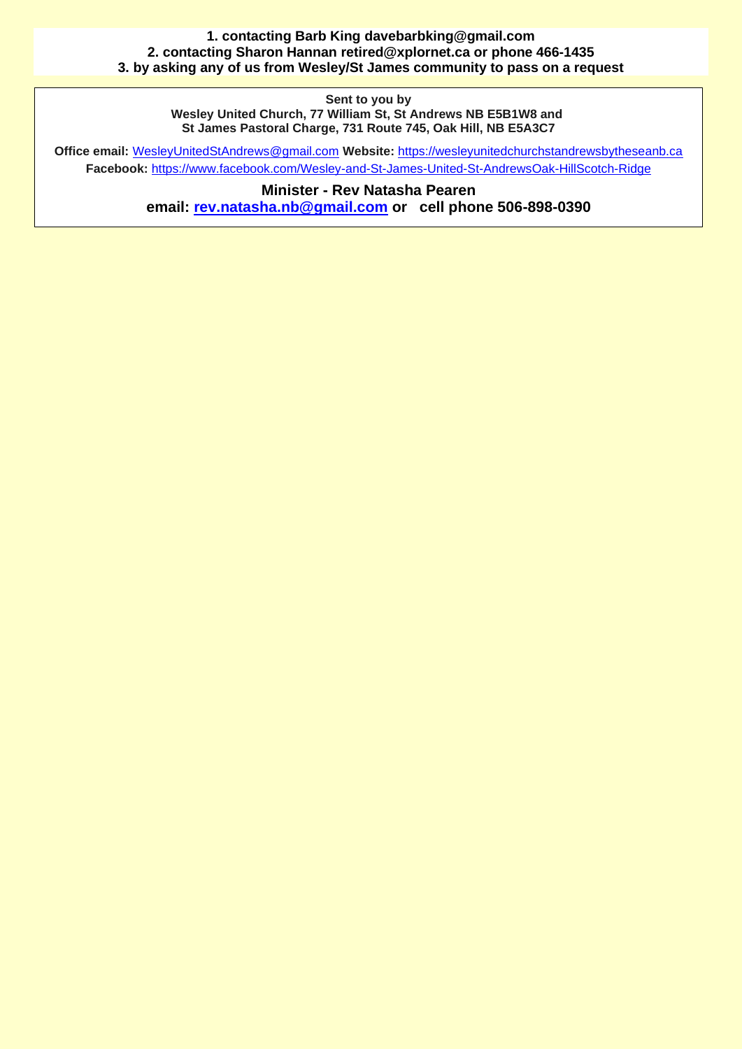**1. contacting Barb King davebarbking@gmail.com**
**2. contacting Sharon Hannan retired@xplornet.ca or phone 466-1435**
**3. by asking any of us from Wesley/St James community to pass on a request**

**Sent to you by**
**Wesley United Church, 77 William St, St Andrews NB E5B1W8 and**
**St James Pastoral Charge, 731 Route 745, Oak Hill, NB E5A3C7**

**Office email:** WesleyUnitedStAndrews@gmail.com **Website:** https://wesleyunitedchurchstandrewsbytheseanb.ca
**Facebook:** https://www.facebook.com/Wesley-and-St-James-United-St-AndrewsOak-HillScotch-Ridge

**Minister - Rev Natasha Pearen**
**email: rev.natasha.nb@gmail.com or cell phone 506-898-0390**